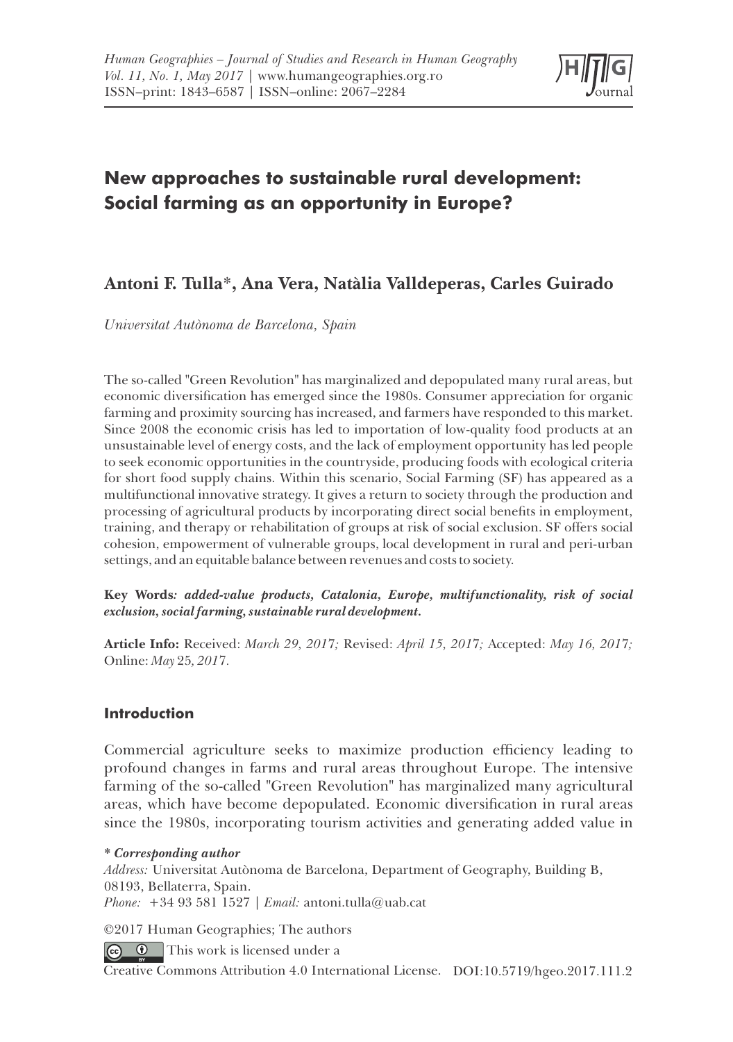# New approaches to sustainable rural development: Social farming as an opportunity in Europe?

## Antoni F. Tulla*, Ana Vera, Natàlia Valldeperas, Carles Guirado

*Universitat Autònoma de Barcelona, Spain*

The so-called "Green Revolution" has marginalized and depopulated many rural areas, but economic diversification has emerged since the 1980s. Consumer appreciation for organic farming and proximity sourcing has increased, and farmers have responded to this market. Since 2008 the economic crisis has led to importation of low-quality food products at an unsustainable level of energy costs, and the lack of employment opportunity has led people to seek economic opportunities in the countryside, producing foods with ecological criteria for short food supply chains. Within this scenario, Social Farming (SF) has appeared as a multifunctional innovative strategy. It gives a return to society through the production and processing of agricultural products by incorporating direct social benefits in employment, training, and therapy or rehabilitation of groups at risk of social exclusion. SF offers social cohesion, empowerment of vulnerable groups, local development in rural and peri-urban settings, and an equitable balance between revenues and costs to society.

**Key Words***: added-value products, Catalonia, Europe, multifunctionality, risk of social exclusion, social farming, sustainable rural development.*

**Article Info:** Received: *March 29, 2017;* Revised: *April 15, 2017;* Accepted: *May 16, 2017;* Online: *May 25, 2017.*

### Introduction

Commercial agriculture seeks to maximize production efficiency leading to profound changes in farms and rural areas throughout Europe. The intensive farming of the so-called "Green Revolution" has marginalized many agricultural areas, which have become depopulated. Economic diversification in rural areas since the 1980s, incorporating tourism activities and generating added value in

***\* Corresponding author***
*Address:* Universitat Autònoma de Barcelona, Department of Geography, Building B, 08193, Bellaterra, Spain.
*Phone:* +34 93 581 1527 | *Email:* antoni.tulla@uab.cat

©2017 Human Geographies; The authors

This work is licensed under a Creative Commons Attribution 4.0 International License. DOI:10.5719/hgeo.2017.111.2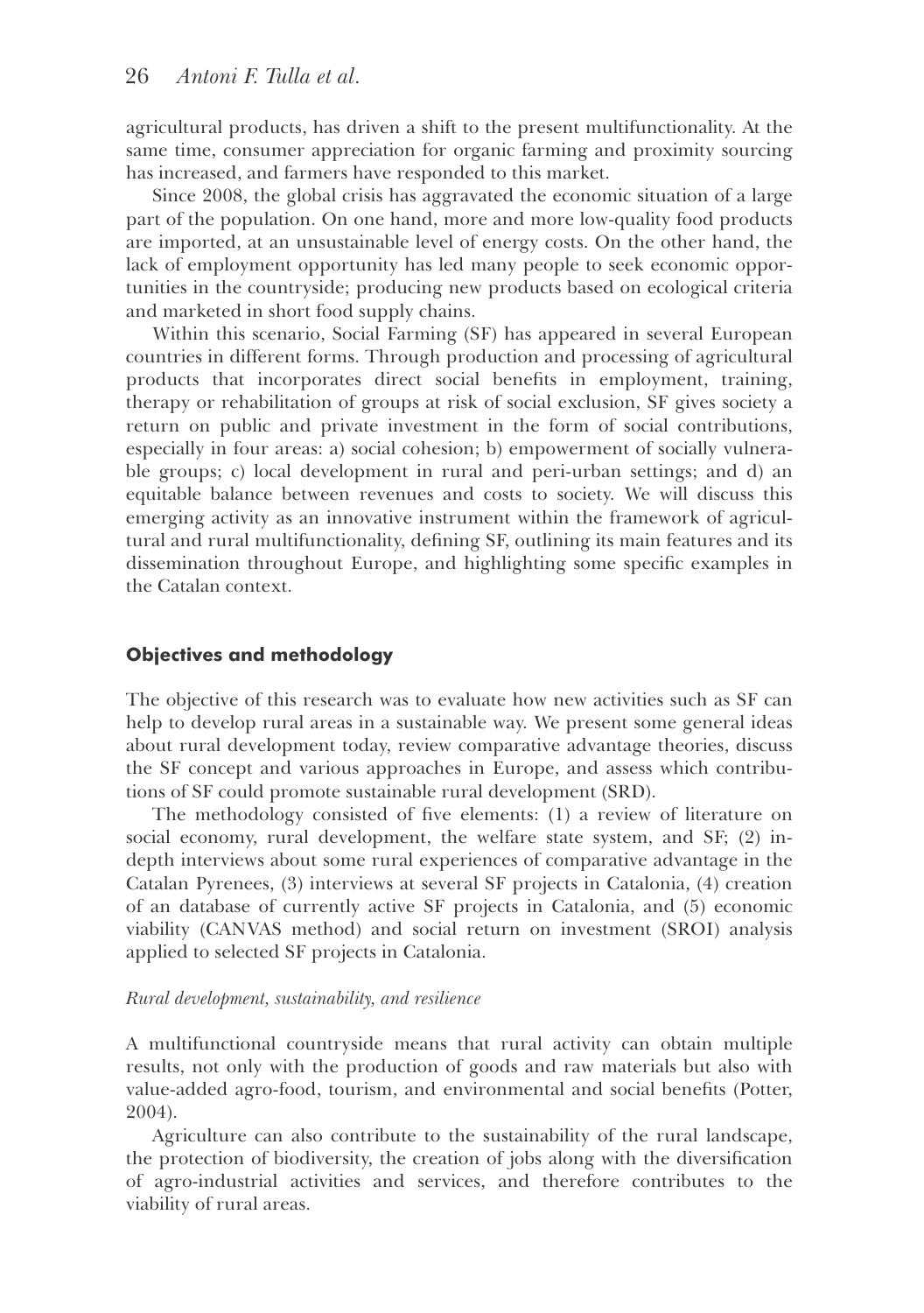agricultural products, has driven a shift to the present multifunctionality. At the same time, consumer appreciation for organic farming and proximity sourcing has increased, and farmers have responded to this market.

Since 2008, the global crisis has aggravated the economic situation of a large part of the population. On one hand, more and more low-quality food products are imported, at an unsustainable level of energy costs. On the other hand, the lack of employment opportunity has led many people to seek economic opportunities in the countryside; producing new products based on ecological criteria and marketed in short food supply chains.

Within this scenario, Social Farming (SF) has appeared in several European countries in different forms. Through production and processing of agricultural products that incorporates direct social benefits in employment, training, therapy or rehabilitation of groups at risk of social exclusion, SF gives society a return on public and private investment in the form of social contributions, especially in four areas: a) social cohesion; b) empowerment of socially vulnerable groups; c) local development in rural and peri-urban settings; and d) an equitable balance between revenues and costs to society. We will discuss this emerging activity as an innovative instrument within the framework of agricultural and rural multifunctionality, defining SF, outlining its main features and its dissemination throughout Europe, and highlighting some specific examples in the Catalan context.

## Objectives and methodology

The objective of this research was to evaluate how new activities such as SF can help to develop rural areas in a sustainable way. We present some general ideas about rural development today, review comparative advantage theories, discuss the SF concept and various approaches in Europe, and assess which contributions of SF could promote sustainable rural development (SRD).

The methodology consisted of five elements: (1) a review of literature on social economy, rural development, the welfare state system, and SF; (2) in-depth interviews about some rural experiences of comparative advantage in the Catalan Pyrenees, (3) interviews at several SF projects in Catalonia, (4) creation of an database of currently active SF projects in Catalonia, and (5) economic viability (CANVAS method) and social return on investment (SROI) analysis applied to selected SF projects in Catalonia.

### *Rural development, sustainability, and resilience*

A multifunctional countryside means that rural activity can obtain multiple results, not only with the production of goods and raw materials but also with value-added agro-food, tourism, and environmental and social benefits (Potter, 2004).

Agriculture can also contribute to the sustainability of the rural landscape, the protection of biodiversity, the creation of jobs along with the diversification of agro-industrial activities and services, and therefore contributes to the viability of rural areas.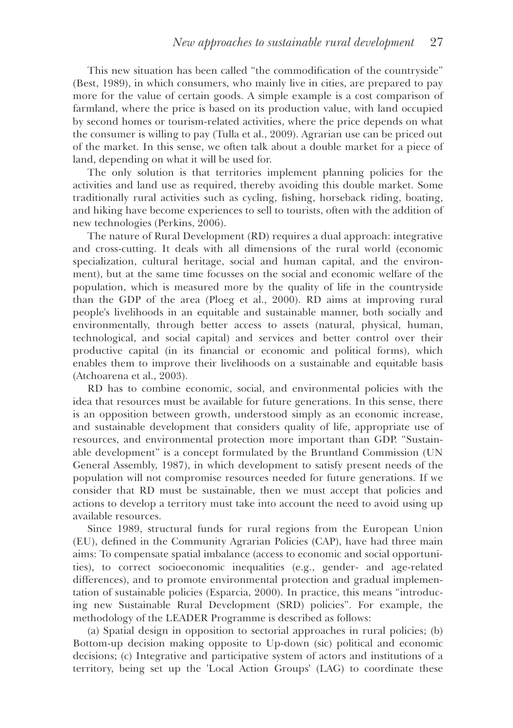This new situation has been called "the commodification of the countryside" (Best, 1989), in which consumers, who mainly live in cities, are prepared to pay more for the value of certain goods. A simple example is a cost comparison of farmland, where the price is based on its production value, with land occupied by second homes or tourism-related activities, where the price depends on what the consumer is willing to pay (Tulla et al., 2009). Agrarian use can be priced out of the market. In this sense, we often talk about a double market for a piece of land, depending on what it will be used for.

The only solution is that territories implement planning policies for the activities and land use as required, thereby avoiding this double market. Some traditionally rural activities such as cycling, fishing, horseback riding, boating, and hiking have become experiences to sell to tourists, often with the addition of new technologies (Perkins, 2006).

The nature of Rural Development (RD) requires a dual approach: integrative and cross-cutting. It deals with all dimensions of the rural world (economic specialization, cultural heritage, social and human capital, and the environment), but at the same time focusses on the social and economic welfare of the population, which is measured more by the quality of life in the countryside than the GDP of the area (Ploeg et al., 2000). RD aims at improving rural people's livelihoods in an equitable and sustainable manner, both socially and environmentally, through better access to assets (natural, physical, human, technological, and social capital) and services and better control over their productive capital (in its financial or economic and political forms), which enables them to improve their livelihoods on a sustainable and equitable basis (Atchoarena et al., 2003).

RD has to combine economic, social, and environmental policies with the idea that resources must be available for future generations. In this sense, there is an opposition between growth, understood simply as an economic increase, and sustainable development that considers quality of life, appropriate use of resources, and environmental protection more important than GDP. "Sustainable development" is a concept formulated by the Bruntland Commission (UN General Assembly, 1987), in which development to satisfy present needs of the population will not compromise resources needed for future generations. If we consider that RD must be sustainable, then we must accept that policies and actions to develop a territory must take into account the need to avoid using up available resources.

Since 1989, structural funds for rural regions from the European Union (EU), defined in the Community Agrarian Policies (CAP), have had three main aims: To compensate spatial imbalance (access to economic and social opportunities), to correct socioeconomic inequalities (e.g., gender- and age-related differences), and to promote environmental protection and gradual implementation of sustainable policies (Esparcia, 2000). In practice, this means "introducing new Sustainable Rural Development (SRD) policies". For example, the methodology of the LEADER Programme is described as follows:

(a) Spatial design in opposition to sectorial approaches in rural policies; (b) Bottom-up decision making opposite to Up-down (sic) political and economic decisions; (c) Integrative and participative system of actors and institutions of a territory, being set up the 'Local Action Groups' (LAG) to coordinate these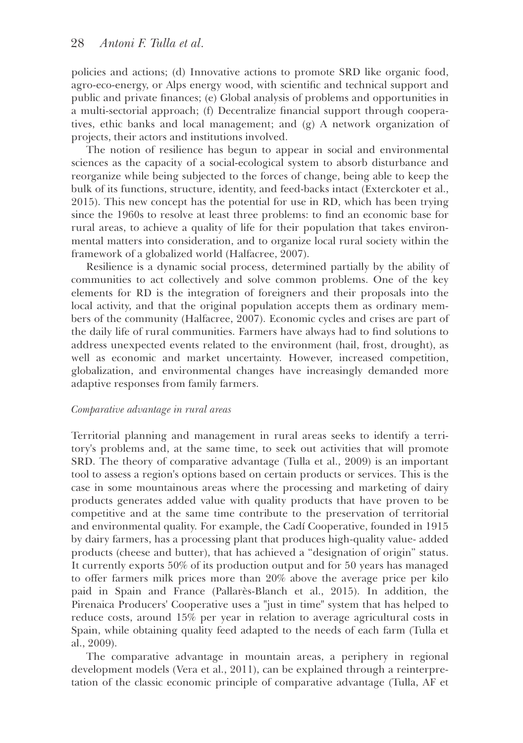policies and actions; (d) Innovative actions to promote SRD like organic food, agro-eco-energy, or Alps energy wood, with scientific and technical support and public and private finances; (e) Global analysis of problems and opportunities in a multi-sectorial approach; (f) Decentralize financial support through cooperatives, ethic banks and local management; and (g) A network organization of projects, their actors and institutions involved.

The notion of resilience has begun to appear in social and environmental sciences as the capacity of a social-ecological system to absorb disturbance and reorganize while being subjected to the forces of change, being able to keep the bulk of its functions, structure, identity, and feed-backs intact (Exterckoter et al., 2015). This new concept has the potential for use in RD, which has been trying since the 1960s to resolve at least three problems: to find an economic base for rural areas, to achieve a quality of life for their population that takes environmental matters into consideration, and to organize local rural society within the framework of a globalized world (Halfacree, 2007).

Resilience is a dynamic social process, determined partially by the ability of communities to act collectively and solve common problems. One of the key elements for RD is the integration of foreigners and their proposals into the local activity, and that the original population accepts them as ordinary members of the community (Halfacree, 2007). Economic cycles and crises are part of the daily life of rural communities. Farmers have always had to find solutions to address unexpected events related to the environment (hail, frost, drought), as well as economic and market uncertainty. However, increased competition, globalization, and environmental changes have increasingly demanded more adaptive responses from family farmers.

*Comparative advantage in rural areas*

Territorial planning and management in rural areas seeks to identify a territory's problems and, at the same time, to seek out activities that will promote SRD. The theory of comparative advantage (Tulla et al., 2009) is an important tool to assess a region's options based on certain products or services. This is the case in some mountainous areas where the processing and marketing of dairy products generates added value with quality products that have proven to be competitive and at the same time contribute to the preservation of territorial and environmental quality. For example, the Cadí Cooperative, founded in 1915 by dairy farmers, has a processing plant that produces high-quality value- added products (cheese and butter), that has achieved a "designation of origin" status. It currently exports 50% of its production output and for 50 years has managed to offer farmers milk prices more than 20% above the average price per kilo paid in Spain and France (Pallarès-Blanch et al., 2015). In addition, the Pirenaica Producers' Cooperative uses a "just in time" system that has helped to reduce costs, around 15% per year in relation to average agricultural costs in Spain, while obtaining quality feed adapted to the needs of each farm (Tulla et al., 2009).

The comparative advantage in mountain areas, a periphery in regional development models (Vera et al., 2011), can be explained through a reinterpretation of the classic economic principle of comparative advantage (Tulla, AF et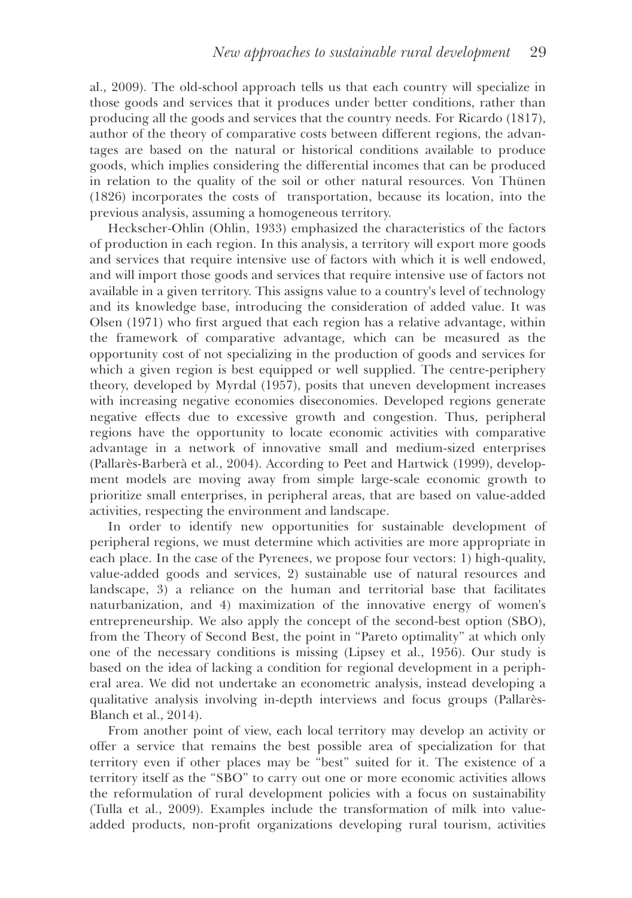al., 2009). The old-school approach tells us that each country will specialize in those goods and services that it produces under better conditions, rather than producing all the goods and services that the country needs. For Ricardo (1817), author of the theory of comparative costs between different regions, the advantages are based on the natural or historical conditions available to produce goods, which implies considering the differential incomes that can be produced in relation to the quality of the soil or other natural resources. Von Thünen (1826) incorporates the costs of transportation, because its location, into the previous analysis, assuming a homogeneous territory.

Heckscher-Ohlin (Ohlin, 1933) emphasized the characteristics of the factors of production in each region. In this analysis, a territory will export more goods and services that require intensive use of factors with which it is well endowed, and will import those goods and services that require intensive use of factors not available in a given territory. This assigns value to a country's level of technology and its knowledge base, introducing the consideration of added value. It was Olsen (1971) who first argued that each region has a relative advantage, within the framework of comparative advantage, which can be measured as the opportunity cost of not specializing in the production of goods and services for which a given region is best equipped or well supplied. The centre-periphery theory, developed by Myrdal (1957), posits that uneven development increases with increasing negative economies diseconomies. Developed regions generate negative effects due to excessive growth and congestion. Thus, peripheral regions have the opportunity to locate economic activities with comparative advantage in a network of innovative small and medium-sized enterprises (Pallarès-Barberà et al., 2004). According to Peet and Hartwick (1999), development models are moving away from simple large-scale economic growth to prioritize small enterprises, in peripheral areas, that are based on value-added activities, respecting the environment and landscape.

In order to identify new opportunities for sustainable development of peripheral regions, we must determine which activities are more appropriate in each place. In the case of the Pyrenees, we propose four vectors: 1) high-quality, value-added goods and services, 2) sustainable use of natural resources and landscape, 3) a reliance on the human and territorial base that facilitates naturbanization, and 4) maximization of the innovative energy of women's entrepreneurship. We also apply the concept of the second-best option (SBO), from the Theory of Second Best, the point in "Pareto optimality" at which only one of the necessary conditions is missing (Lipsey et al., 1956). Our study is based on the idea of lacking a condition for regional development in a peripheral area. We did not undertake an econometric analysis, instead developing a qualitative analysis involving in-depth interviews and focus groups (Pallarès-Blanch et al., 2014).

From another point of view, each local territory may develop an activity or offer a service that remains the best possible area of specialization for that territory even if other places may be "best" suited for it. The existence of a territory itself as the "SBO" to carry out one or more economic activities allows the reformulation of rural development policies with a focus on sustainability (Tulla et al., 2009). Examples include the transformation of milk into value-added products, non-profit organizations developing rural tourism, activities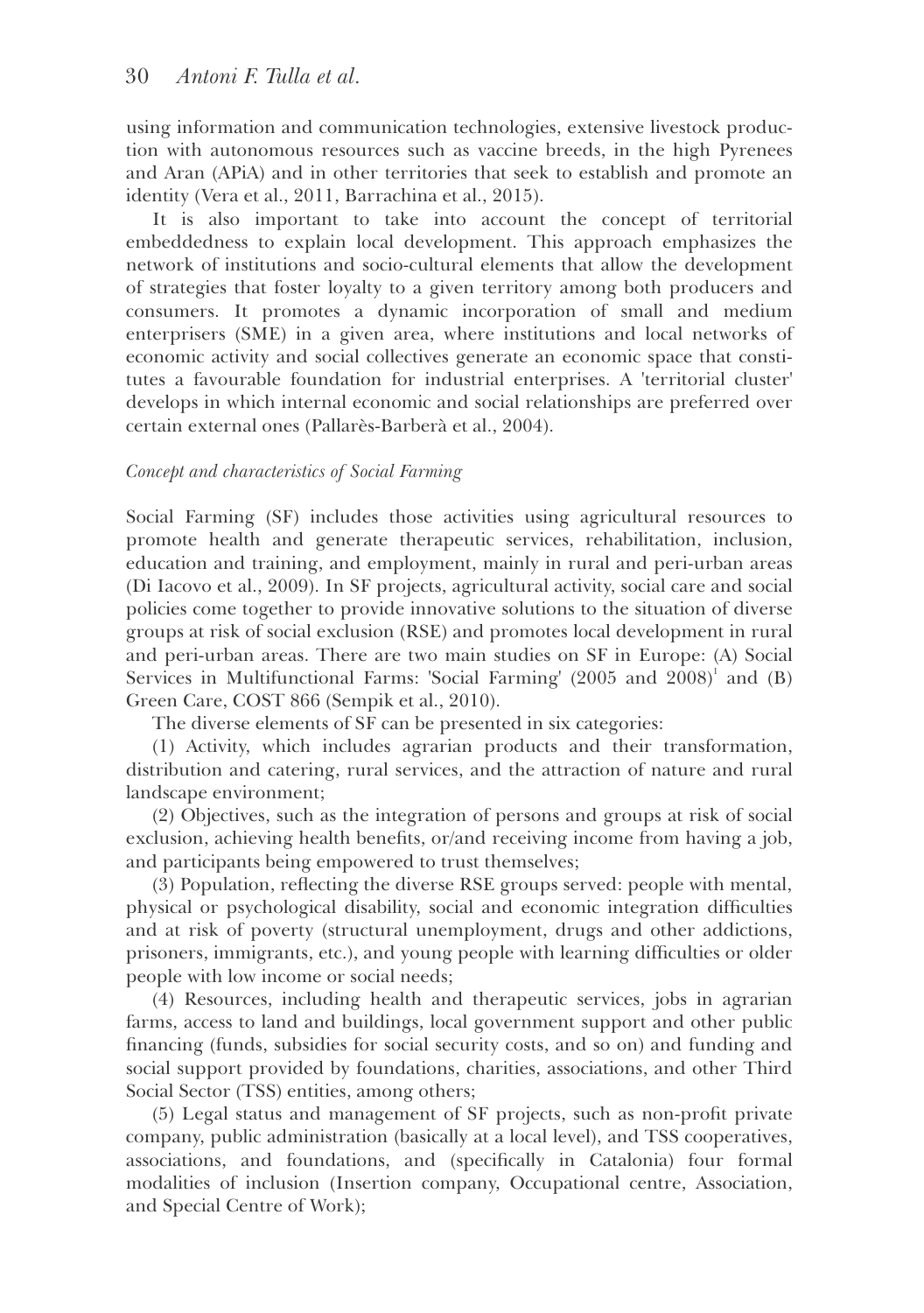using information and communication technologies, extensive livestock production with autonomous resources such as vaccine breeds, in the high Pyrenees and Aran (APiA) and in other territories that seek to establish and promote an identity (Vera et al., 2011, Barrachina et al., 2015).

It is also important to take into account the concept of territorial embeddedness to explain local development. This approach emphasizes the network of institutions and socio-cultural elements that allow the development of strategies that foster loyalty to a given territory among both producers and consumers. It promotes a dynamic incorporation of small and medium enterprisers (SME) in a given area, where institutions and local networks of economic activity and social collectives generate an economic space that constitutes a favourable foundation for industrial enterprises. A 'territorial cluster' develops in which internal economic and social relationships are preferred over certain external ones (Pallarès-Barberà et al., 2004).

### *Concept and characteristics of Social Farming*

Social Farming (SF) includes those activities using agricultural resources to promote health and generate therapeutic services, rehabilitation, inclusion, education and training, and employment, mainly in rural and peri-urban areas (Di Iacovo et al., 2009). In SF projects, agricultural activity, social care and social policies come together to provide innovative solutions to the situation of diverse groups at risk of social exclusion (RSE) and promotes local development in rural and peri-urban areas. There are two main studies on SF in Europe: (A) Social Services in Multifunctional Farms: 'Social Farming' (2005 and 2008)[1] and (B) Green Care, COST 866 (Sempik et al., 2010).

The diverse elements of SF can be presented in six categories:

(1) Activity, which includes agrarian products and their transformation, distribution and catering, rural services, and the attraction of nature and rural landscape environment;

(2) Objectives, such as the integration of persons and groups at risk of social exclusion, achieving health benefits, or/and receiving income from having a job, and participants being empowered to trust themselves;

(3) Population, reflecting the diverse RSE groups served: people with mental, physical or psychological disability, social and economic integration difficulties and at risk of poverty (structural unemployment, drugs and other addictions, prisoners, immigrants, etc.), and young people with learning difficulties or older people with low income or social needs;

(4) Resources, including health and therapeutic services, jobs in agrarian farms, access to land and buildings, local government support and other public financing (funds, subsidies for social security costs, and so on) and funding and social support provided by foundations, charities, associations, and other Third Social Sector (TSS) entities, among others;

(5) Legal status and management of SF projects, such as non-profit private company, public administration (basically at a local level), and TSS cooperatives, associations, and foundations, and (specifically in Catalonia) four formal modalities of inclusion (Insertion company, Occupational centre, Association, and Special Centre of Work);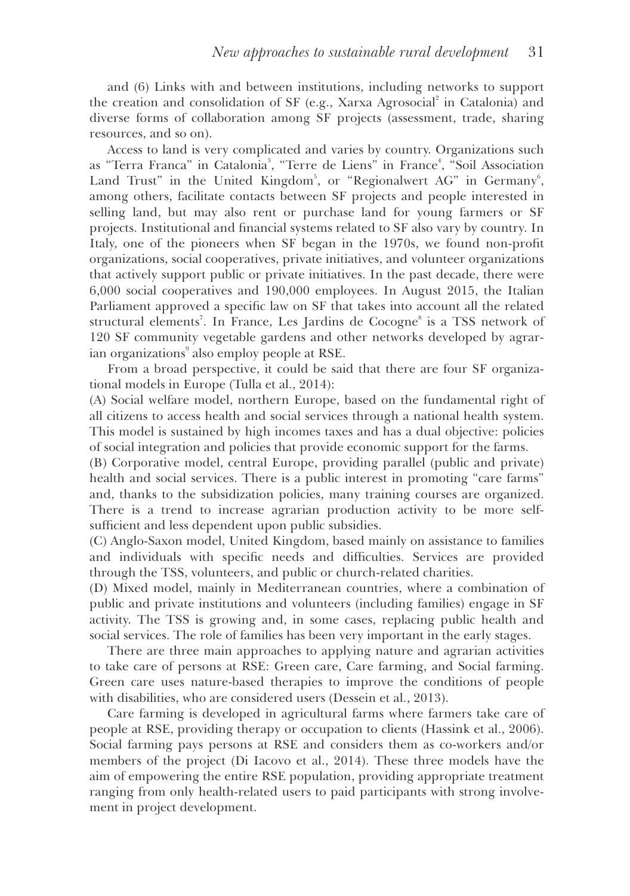and (6) Links with and between institutions, including networks to support the creation and consolidation of SF (e.g., Xarxa Agrosocial[2] in Catalonia) and diverse forms of collaboration among SF projects (assessment, trade, sharing resources, and so on).

Access to land is very complicated and varies by country. Organizations such as "Terra Franca" in Catalonia[3], "Terre de Liens" in France[4], "Soil Association Land Trust" in the United Kingdom[5], or "Regionalwert AG" in Germany[6], among others, facilitate contacts between SF projects and people interested in selling land, but may also rent or purchase land for young farmers or SF projects. Institutional and financial systems related to SF also vary by country. In Italy, one of the pioneers when SF began in the 1970s, we found non-profit organizations, social cooperatives, private initiatives, and volunteer organizations that actively support public or private initiatives. In the past decade, there were 6,000 social cooperatives and 190,000 employees. In August 2015, the Italian Parliament approved a specific law on SF that takes into account all the related structural elements[7]. In France, Les Jardins de Cocogne[8] is a TSS network of 120 SF community vegetable gardens and other networks developed by agrarian organizations[9] also employ people at RSE.

From a broad perspective, it could be said that there are four SF organizational models in Europe (Tulla et al., 2014):

(A) Social welfare model, northern Europe, based on the fundamental right of all citizens to access health and social services through a national health system. This model is sustained by high incomes taxes and has a dual objective: policies of social integration and policies that provide economic support for the farms.

(B) Corporative model, central Europe, providing parallel (public and private) health and social services. There is a public interest in promoting "care farms" and, thanks to the subsidization policies, many training courses are organized. There is a trend to increase agrarian production activity to be more self-sufficient and less dependent upon public subsidies.

(C) Anglo-Saxon model, United Kingdom, based mainly on assistance to families and individuals with specific needs and difficulties. Services are provided through the TSS, volunteers, and public or church-related charities.

(D) Mixed model, mainly in Mediterranean countries, where a combination of public and private institutions and volunteers (including families) engage in SF activity. The TSS is growing and, in some cases, replacing public health and social services. The role of families has been very important in the early stages.

There are three main approaches to applying nature and agrarian activities to take care of persons at RSE: Green care, Care farming, and Social farming. Green care uses nature-based therapies to improve the conditions of people with disabilities, who are considered users (Dessein et al., 2013).

Care farming is developed in agricultural farms where farmers take care of people at RSE, providing therapy or occupation to clients (Hassink et al., 2006). Social farming pays persons at RSE and considers them as co-workers and/or members of the project (Di Iacovo et al., 2014). These three models have the aim of empowering the entire RSE population, providing appropriate treatment ranging from only health-related users to paid participants with strong involvement in project development.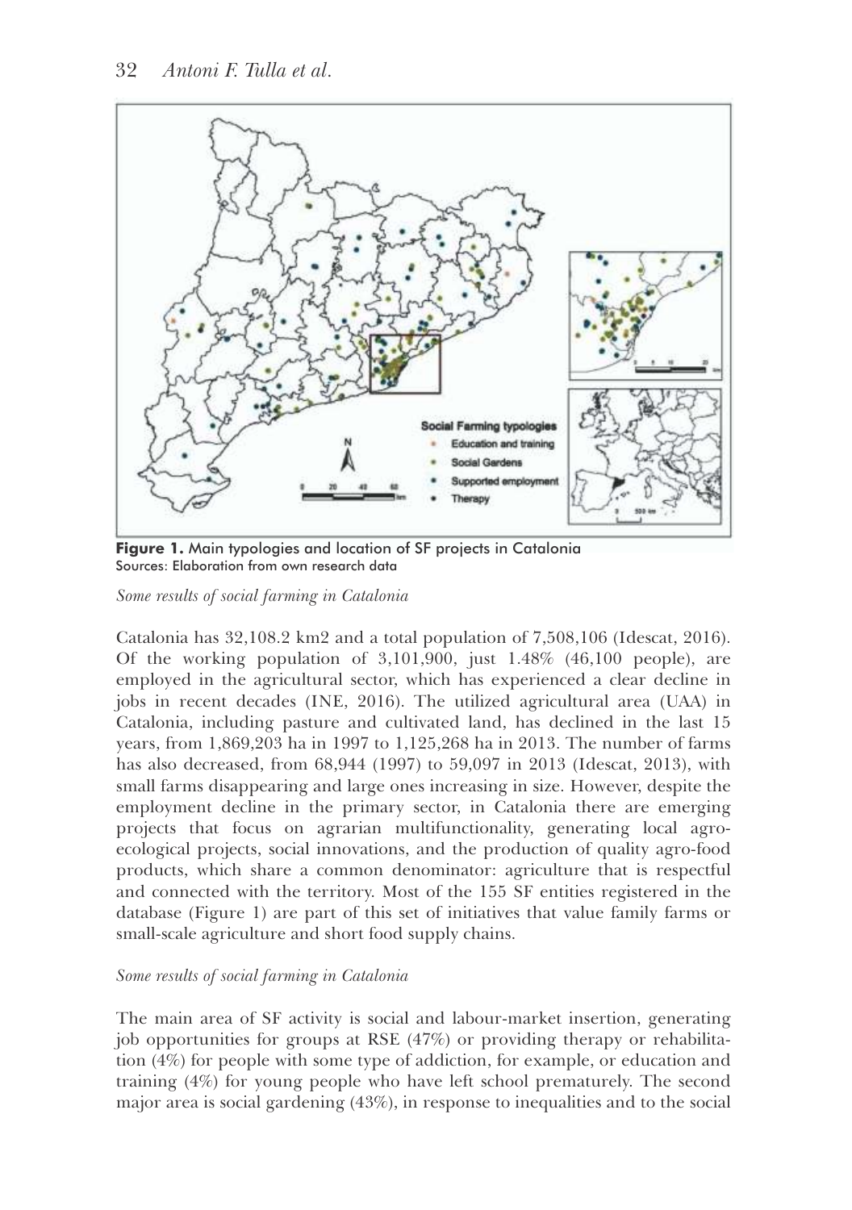**Figure 1.** Main typologies and location of SF projects in Catalonia
Sources: Elaboration from own research data

*Some results of social farming in Catalonia*

Catalonia has 32,108.2 km2 and a total population of 7,508,106 (Idescat, 2016). Of the working population of 3,101,900, just 1.48% (46,100 people), are employed in the agricultural sector, which has experienced a clear decline in jobs in recent decades (INE, 2016). The utilized agricultural area (UAA) in Catalonia, including pasture and cultivated land, has declined in the last 15 years, from 1,869,203 ha in 1997 to 1,125,268 ha in 2013. The number of farms has also decreased, from 68,944 (1997) to 59,097 in 2013 (Idescat, 2013), with small farms disappearing and large ones increasing in size. However, despite the employment decline in the primary sector, in Catalonia there are emerging projects that focus on agrarian multifunctionality, generating local agro-ecological projects, social innovations, and the production of quality agro-food products, which share a common denominator: agriculture that is respectful and connected with the territory. Most of the 155 SF entities registered in the database (Figure 1) are part of this set of initiatives that value family farms or small-scale agriculture and short food supply chains.

*Some results of social farming in Catalonia*

The main area of SF activity is social and labour-market insertion, generating job opportunities for groups at RSE (47%) or providing therapy or rehabilitation (4%) for people with some type of addiction, for example, or education and training (4%) for young people who have left school prematurely. The second major area is social gardening (43%), in response to inequalities and to the social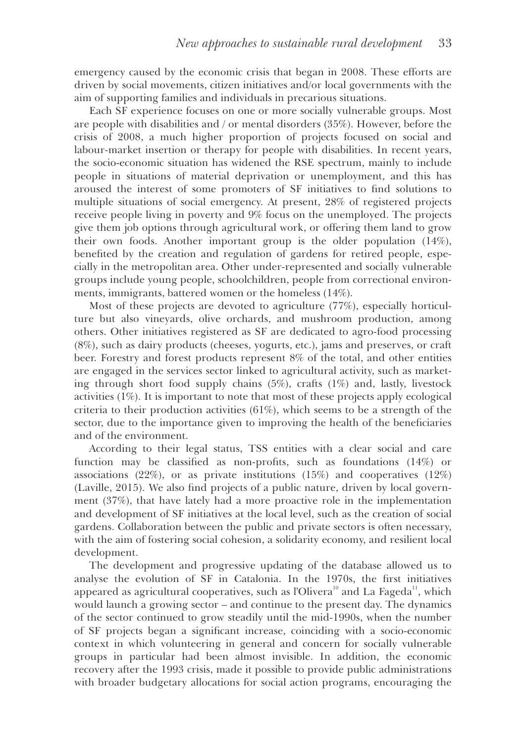emergency caused by the economic crisis that began in 2008. These efforts are driven by social movements, citizen initiatives and/or local governments with the aim of supporting families and individuals in precarious situations.

Each SF experience focuses on one or more socially vulnerable groups. Most are people with disabilities and / or mental disorders (35%). However, before the crisis of 2008, a much higher proportion of projects focused on social and labour-market insertion or therapy for people with disabilities. In recent years, the socio-economic situation has widened the RSE spectrum, mainly to include people in situations of material deprivation or unemployment, and this has aroused the interest of some promoters of SF initiatives to find solutions to multiple situations of social emergency. At present, 28% of registered projects receive people living in poverty and 9% focus on the unemployed. The projects give them job options through agricultural work, or offering them land to grow their own foods. Another important group is the older population (14%), benefited by the creation and regulation of gardens for retired people, especially in the metropolitan area. Other under-represented and socially vulnerable groups include young people, schoolchildren, people from correctional environments, immigrants, battered women or the homeless (14%).

Most of these projects are devoted to agriculture (77%), especially horticulture but also vineyards, olive orchards, and mushroom production, among others. Other initiatives registered as SF are dedicated to agro-food processing (8%), such as dairy products (cheeses, yogurts, etc.), jams and preserves, or craft beer. Forestry and forest products represent 8% of the total, and other entities are engaged in the services sector linked to agricultural activity, such as marketing through short food supply chains (5%), crafts (1%) and, lastly, livestock activities (1%). It is important to note that most of these projects apply ecological criteria to their production activities (61%), which seems to be a strength of the sector, due to the importance given to improving the health of the beneficiaries and of the environment.

According to their legal status, TSS entities with a clear social and care function may be classified as non-profits, such as foundations (14%) or associations (22%), or as private institutions (15%) and cooperatives (12%) (Laville, 2015). We also find projects of a public nature, driven by local government (37%), that have lately had a more proactive role in the implementation and development of SF initiatives at the local level, such as the creation of social gardens. Collaboration between the public and private sectors is often necessary, with the aim of fostering social cohesion, a solidarity economy, and resilient local development.

The development and progressive updating of the database allowed us to analyse the evolution of SF in Catalonia. In the 1970s, the first initiatives appeared as agricultural cooperatives, such as l'Olivera[10] and La Fageda[11], which would launch a growing sector – and continue to the present day. The dynamics of the sector continued to grow steadily until the mid-1990s, when the number of SF projects began a significant increase, coinciding with a socio-economic context in which volunteering in general and concern for socially vulnerable groups in particular had been almost invisible. In addition, the economic recovery after the 1993 crisis, made it possible to provide public administrations with broader budgetary allocations for social action programs, encouraging the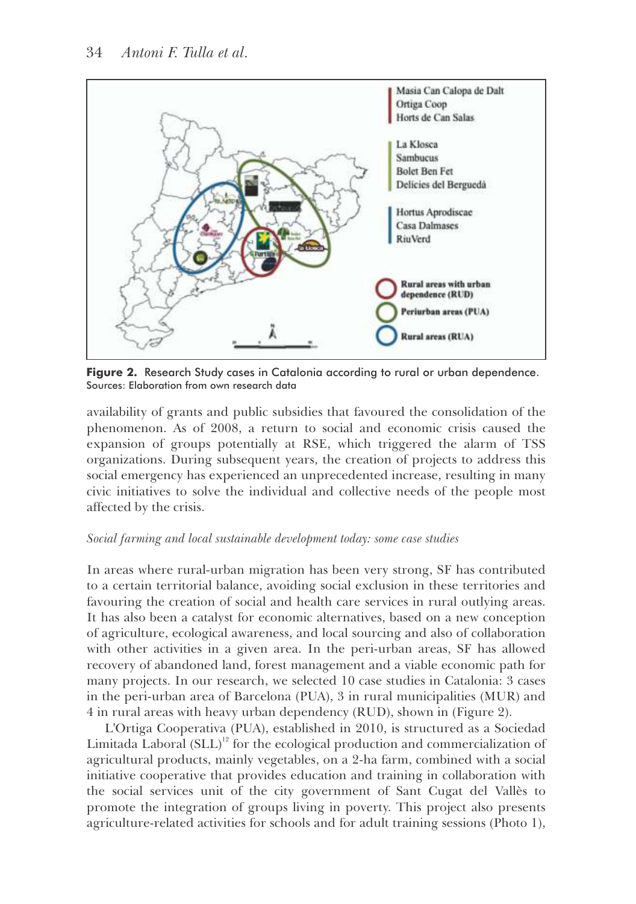Masia Can Calopa de Dalt
Ortiga Coop
Horts de Can Salas

La Klosca
Sambucus
Bolet Ben Fet
Delícies del Berguedà

Hortus Aprodiscae
Casa Dalmases
RiuVerd

Rural areas with urban dependence (RUD)

Periurban areas (PUA)

Rural areas (RUA)

**Figure 2.** Research Study cases in Catalonia according to rural or urban dependence.
Sources: Elaboration from own research data

availability of grants and public subsidies that favoured the consolidation of the phenomenon. As of 2008, a return to social and economic crisis caused the expansion of groups potentially at RSE, which triggered the alarm of TSS organizations. During subsequent years, the creation of projects to address this social emergency has experienced an unprecedented increase, resulting in many civic initiatives to solve the individual and collective needs of the people most affected by the crisis.

*Social farming and local sustainable development today: some case studies*

In areas where rural-urban migration has been very strong, SF has contributed to a certain territorial balance, avoiding social exclusion in these territories and favouring the creation of social and health care services in rural outlying areas. It has also been a catalyst for economic alternatives, based on a new conception of agriculture, ecological awareness, and local sourcing and also of collaboration with other activities in a given area. In the peri-urban areas, SF has allowed recovery of abandoned land, forest management and a viable economic path for many projects. In our research, we selected 10 case studies in Catalonia: 3 cases in the peri-urban area of Barcelona (PUA), 3 in rural municipalities (MUR) and 4 in rural areas with heavy urban dependency (RUD), shown in (Figure 2).

L'Ortiga Cooperativa (PUA), established in 2010, is structured as a Sociedad Limitada Laboral (SLL)[12] for the ecological production and commercialization of agricultural products, mainly vegetables, on a 2-ha farm, combined with a social initiative cooperative that provides education and training in collaboration with the social services unit of the city government of Sant Cugat del Vallès to promote the integration of groups living in poverty. This project also presents agriculture-related activities for schools and for adult training sessions (Photo 1),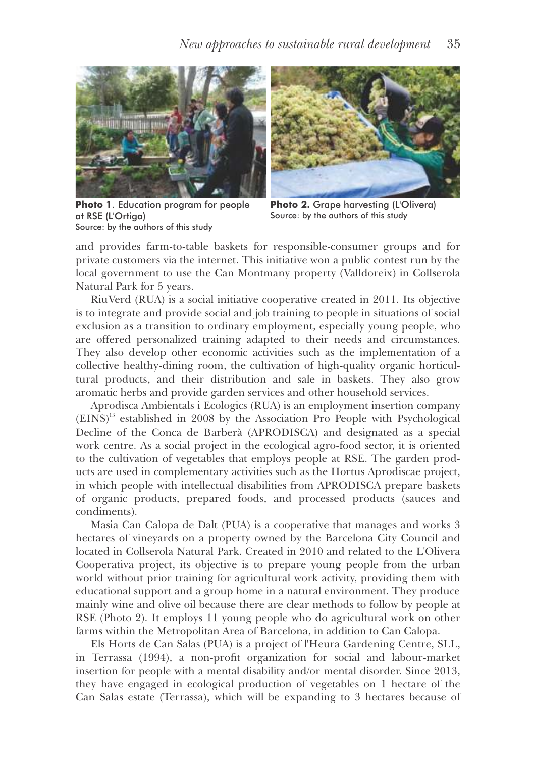**Photo 1**. Education program for people at RSE (L'Ortiga)
Source: by the authors of this study

**Photo 2.** Grape harvesting (L'Olivera)
Source: by the authors of this study

and provides farm-to-table baskets for responsible-consumer groups and for private customers via the internet. This initiative won a public contest run by the local government to use the Can Montmany property (Valldoreix) in Collserola Natural Park for 5 years.

RiuVerd (RUA) is a social initiative cooperative created in 2011. Its objective is to integrate and provide social and job training to people in situations of social exclusion as a transition to ordinary employment, especially young people, who are offered personalized training adapted to their needs and circumstances. They also develop other economic activities such as the implementation of a collective healthy-dining room, the cultivation of high-quality organic horticultural products, and their distribution and sale in baskets. They also grow aromatic herbs and provide garden services and other household services.

Aprodisca Ambientals i Ecologics (RUA) is an employment insertion company (EINS)[13] established in 2008 by the Association Pro People with Psychological Decline of the Conca de Barberà (APRODISCA) and designated as a special work centre. As a social project in the ecological agro-food sector, it is oriented to the cultivation of vegetables that employs people at RSE. The garden products are used in complementary activities such as the Hortus Aprodiscae project, in which people with intellectual disabilities from APRODISCA prepare baskets of organic products, prepared foods, and processed products (sauces and condiments).

Masia Can Calopa de Dalt (PUA) is a cooperative that manages and works 3 hectares of vineyards on a property owned by the Barcelona City Council and located in Collserola Natural Park. Created in 2010 and related to the L'Olivera Cooperativa project, its objective is to prepare young people from the urban world without prior training for agricultural work activity, providing them with educational support and a group home in a natural environment. They produce mainly wine and olive oil because there are clear methods to follow by people at RSE (Photo 2). It employs 11 young people who do agricultural work on other farms within the Metropolitan Area of Barcelona, in addition to Can Calopa.

Els Horts de Can Salas (PUA) is a project of l'Heura Gardening Centre, SLL, in Terrassa (1994), a non-profit organization for social and labour-market insertion for people with a mental disability and/or mental disorder. Since 2013, they have engaged in ecological production of vegetables on 1 hectare of the Can Salas estate (Terrassa), which will be expanding to 3 hectares because of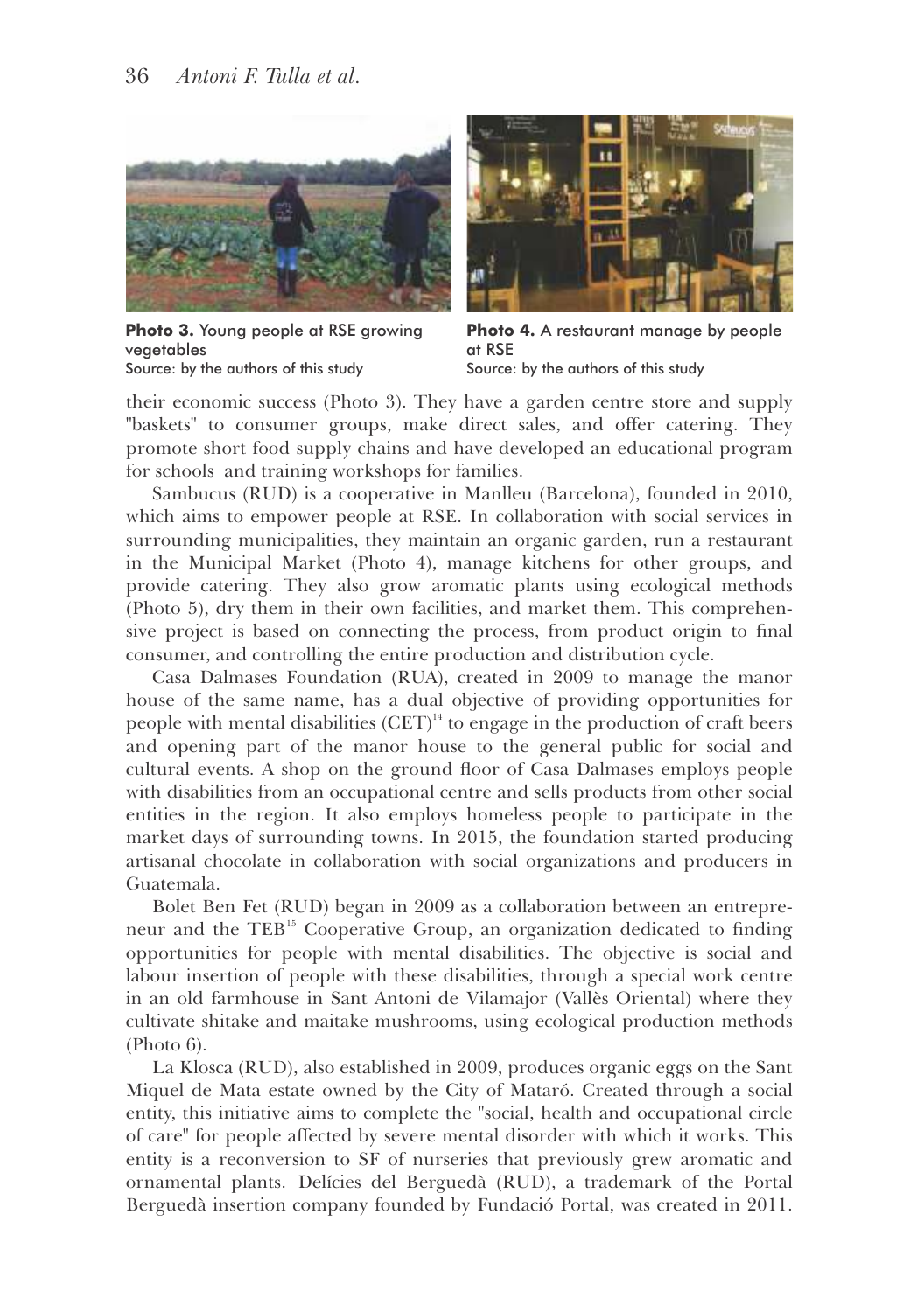**Photo 3.** Young people at RSE growing vegetables
Source: by the authors of this study

**Photo 4.** A restaurant manage by people at RSE
Source: by the authors of this study

their economic success (Photo 3). They have a garden centre store and supply "baskets" to consumer groups, make direct sales, and offer catering. They promote short food supply chains and have developed an educational program for schools and training workshops for families.

Sambucus (RUD) is a cooperative in Manlleu (Barcelona), founded in 2010, which aims to empower people at RSE. In collaboration with social services in surrounding municipalities, they maintain an organic garden, run a restaurant in the Municipal Market (Photo 4), manage kitchens for other groups, and provide catering. They also grow aromatic plants using ecological methods (Photo 5), dry them in their own facilities, and market them. This comprehensive project is based on connecting the process, from product origin to final consumer, and controlling the entire production and distribution cycle.

Casa Dalmases Foundation (RUA), created in 2009 to manage the manor house of the same name, has a dual objective of providing opportunities for people with mental disabilities (CET)[14] to engage in the production of craft beers and opening part of the manor house to the general public for social and cultural events. A shop on the ground floor of Casa Dalmases employs people with disabilities from an occupational centre and sells products from other social entities in the region. It also employs homeless people to participate in the market days of surrounding towns. In 2015, the foundation started producing artisanal chocolate in collaboration with social organizations and producers in Guatemala.

Bolet Ben Fet (RUD) began in 2009 as a collaboration between an entrepreneur and the TEB[15] Cooperative Group, an organization dedicated to finding opportunities for people with mental disabilities. The objective is social and labour insertion of people with these disabilities, through a special work centre in an old farmhouse in Sant Antoni de Vilamajor (Vallès Oriental) where they cultivate shitake and maitake mushrooms, using ecological production methods (Photo 6).

La Klosca (RUD), also established in 2009, produces organic eggs on the Sant Miquel de Mata estate owned by the City of Mataró. Created through a social entity, this initiative aims to complete the "social, health and occupational circle of care" for people affected by severe mental disorder with which it works. This entity is a reconversion to SF of nurseries that previously grew aromatic and ornamental plants. Delícies del Berguedà (RUD), a trademark of the Portal Berguedà insertion company founded by Fundació Portal, was created in 2011.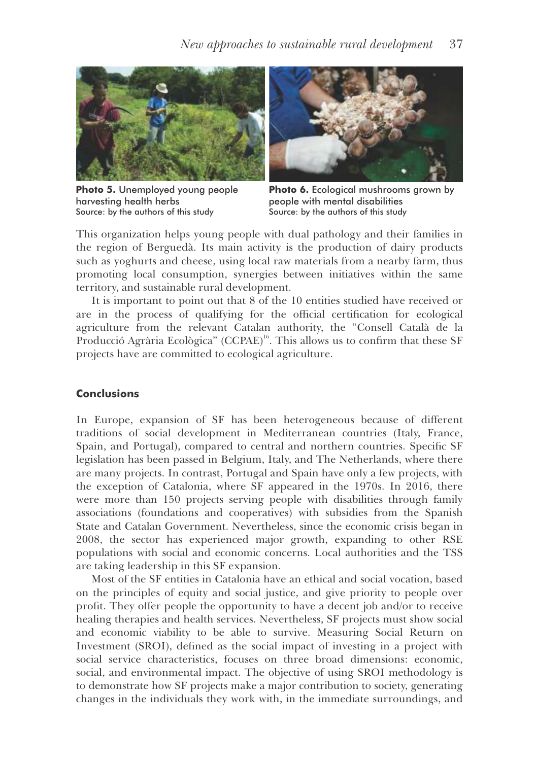**Photo 5.** Unemployed young people harvesting health herbs
Source: by the authors of this study

**Photo 6.** Ecological mushrooms grown by people with mental disabilities
Source: by the authors of this study

This organization helps young people with dual pathology and their families in the region of Berguedà. Its main activity is the production of dairy products such as yoghurts and cheese, using local raw materials from a nearby farm, thus promoting local consumption, synergies between initiatives within the same territory, and sustainable rural development.

It is important to point out that 8 of the 10 entities studied have received or are in the process of qualifying for the official certification for ecological agriculture from the relevant Catalan authority, the "Consell Català de la Producció Agrària Ecològica" (CCPAE)[16]. This allows us to confirm that these SF projects have are committed to ecological agriculture.

## Conclusions

In Europe, expansion of SF has been heterogeneous because of different traditions of social development in Mediterranean countries (Italy, France, Spain, and Portugal), compared to central and northern countries. Specific SF legislation has been passed in Belgium, Italy, and The Netherlands, where there are many projects. In contrast, Portugal and Spain have only a few projects, with the exception of Catalonia, where SF appeared in the 1970s. In 2016, there were more than 150 projects serving people with disabilities through family associations (foundations and cooperatives) with subsidies from the Spanish State and Catalan Government. Nevertheless, since the economic crisis began in 2008, the sector has experienced major growth, expanding to other RSE populations with social and economic concerns. Local authorities and the TSS are taking leadership in this SF expansion.

Most of the SF entities in Catalonia have an ethical and social vocation, based on the principles of equity and social justice, and give priority to people over profit. They offer people the opportunity to have a decent job and/or to receive healing therapies and health services. Nevertheless, SF projects must show social and economic viability to be able to survive. Measuring Social Return on Investment (SROI), defined as the social impact of investing in a project with social service characteristics, focuses on three broad dimensions: economic, social, and environmental impact. The objective of using SROI methodology is to demonstrate how SF projects make a major contribution to society, generating changes in the individuals they work with, in the immediate surroundings, and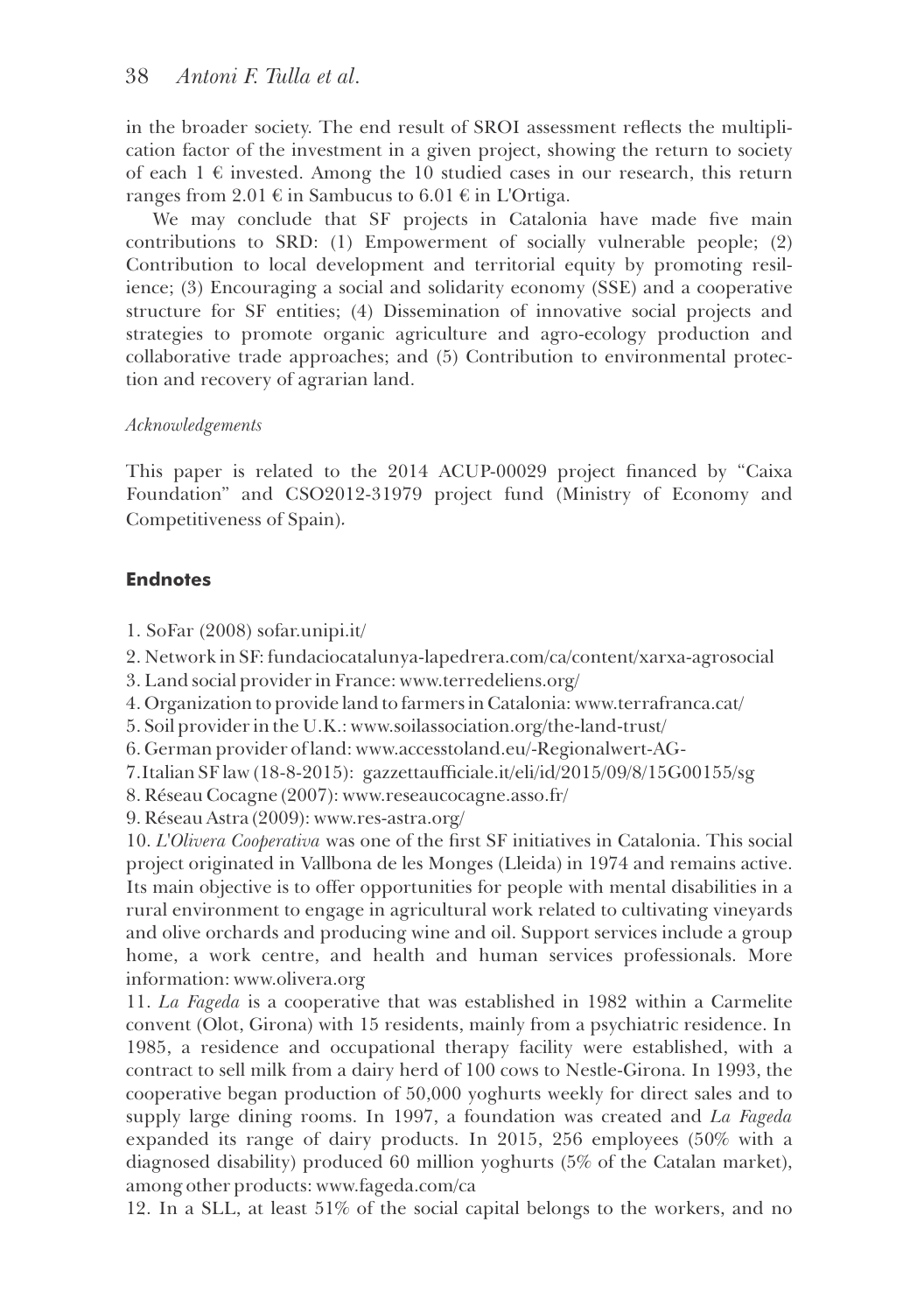in the broader society. The end result of SROI assessment reflects the multiplication factor of the investment in a given project, showing the return to society of each 1 € invested. Among the 10 studied cases in our research, this return ranges from 2.01 € in Sambucus to 6.01 € in L'Ortiga.

We may conclude that SF projects in Catalonia have made five main contributions to SRD: (1) Empowerment of socially vulnerable people; (2) Contribution to local development and territorial equity by promoting resilience; (3) Encouraging a social and solidarity economy (SSE) and a cooperative structure for SF entities; (4) Dissemination of innovative social projects and strategies to promote organic agriculture and agro-ecology production and collaborative trade approaches; and (5) Contribution to environmental protection and recovery of agrarian land.

*Acknowledgements*

This paper is related to the 2014 ACUP-00029 project financed by "Caixa Foundation" and CSO2012-31979 project fund (Ministry of Economy and Competitiveness of Spain).

## Endnotes

1. SoFar (2008) sofar.unipi.it/
2. Network in SF: fundaciocatalunya-lapedrera.com/ca/content/xarxa-agrosocial
3. Land social provider in France: www.terredeliens.org/
4. Organization to provide land to farmers in Catalonia: www.terrafranca.cat/
5. Soil provider in the U.K.: www.soilassociation.org/the-land-trust/
6. German provider of land: www.accesstoland.eu/-Regionalwert-AG-
7. Italian SF law (18-8-2015): gazzettaufficiale.it/eli/id/2015/09/8/15G00155/sg
8. Réseau Cocagne (2007): www.reseaucocagne.asso.fr/
9. Réseau Astra (2009): www.res-astra.org/
10. *L'Olivera Cooperativa* was one of the first SF initiatives in Catalonia. This social project originated in Vallbona de les Monges (Lleida) in 1974 and remains active. Its main objective is to offer opportunities for people with mental disabilities in a rural environment to engage in agricultural work related to cultivating vineyards and olive orchards and producing wine and oil. Support services include a group home, a work centre, and health and human services professionals. More information: www.olivera.org
11. *La Fageda* is a cooperative that was established in 1982 within a Carmelite convent (Olot, Girona) with 15 residents, mainly from a psychiatric residence. In 1985, a residence and occupational therapy facility were established, with a contract to sell milk from a dairy herd of 100 cows to Nestle-Girona. In 1993, the cooperative began production of 50,000 yoghurts weekly for direct sales and to supply large dining rooms. In 1997, a foundation was created and *La Fageda* expanded its range of dairy products. In 2015, 256 employees (50% with a diagnosed disability) produced 60 million yoghurts (5% of the Catalan market), among other products: www.fageda.com/ca
12. In a SLL, at least 51% of the social capital belongs to the workers, and no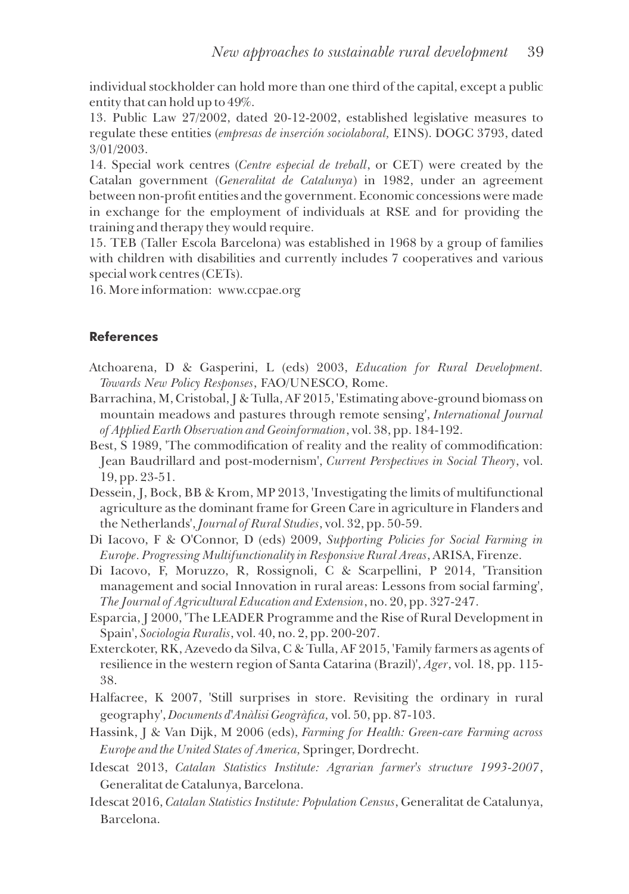individual stockholder can hold more than one third of the capital, except a public entity that can hold up to 49%.

13. Public Law 27/2002, dated 20-12-2002, established legislative measures to regulate these entities (*empresas de inserción sociolaboral,* EINS). DOGC 3793, dated 3/01/2003.

14. Special work centres (*Centre especial de treball*, or CET) were created by the Catalan government (*Generalitat de Catalunya*) in 1982, under an agreement between non-profit entities and the government. Economic concessions were made in exchange for the employment of individuals at RSE and for providing the training and therapy they would require.

15. TEB (Taller Escola Barcelona) was established in 1968 by a group of families with children with disabilities and currently includes 7 cooperatives and various special work centres (CETs).

16. More information: www.ccpae.org

## References

Atchoarena, D & Gasperini, L (eds) 2003, *Education for Rural Development. Towards New Policy Responses*, FAO/UNESCO, Rome.

Barrachina, M, Cristobal, J & Tulla, AF 2015, 'Estimating above-ground biomass on mountain meadows and pastures through remote sensing', *International Journal of Applied Earth Observation and Geoinformation*, vol. 38, pp. 184-192.

Best, S 1989, 'The commodification of reality and the reality of commodification: Jean Baudrillard and post-modernism', *Current Perspectives in Social Theory*, vol. 19, pp. 23-51.

Dessein, J, Bock, BB & Krom, MP 2013, 'Investigating the limits of multifunctional agriculture as the dominant frame for Green Care in agriculture in Flanders and the Netherlands', *Journal of Rural Studies*, vol. 32, pp. 50-59.

Di Iacovo, F & O'Connor, D (eds) 2009, *Supporting Policies for Social Farming in Europe. Progressing Multifunctionality in Responsive Rural Areas*, ARISA, Firenze.

Di Iacovo, F, Moruzzo, R, Rossignoli, C & Scarpellini, P 2014, 'Transition management and social Innovation in rural areas: Lessons from social farming', *The Journal of Agricultural Education and Extension*, no. 20, pp. 327-247.

Esparcia, J 2000, 'The LEADER Programme and the Rise of Rural Development in Spain', *Sociologia Ruralis*, vol. 40, no. 2, pp. 200-207.

Exterckoter, RK, Azevedo da Silva, C & Tulla, AF 2015, 'Family farmers as agents of resilience in the western region of Santa Catarina (Brazil)', *Ager*, vol. 18, pp. 115-38.

Halfacree, K 2007, 'Still surprises in store. Revisiting the ordinary in rural geography', *Documents d'Anàlisi Geogràfica,* vol. 50, pp. 87-103.

Hassink, J & Van Dijk, M 2006 (eds), *Farming for Health: Green-care Farming across Europe and the United States of America,* Springer, Dordrecht.

Idescat 2013, *Catalan Statistics Institute: Agrarian farmer's structure 1993-2007*, Generalitat de Catalunya, Barcelona.

Idescat 2016, *Catalan Statistics Institute: Population Census*, Generalitat de Catalunya, Barcelona.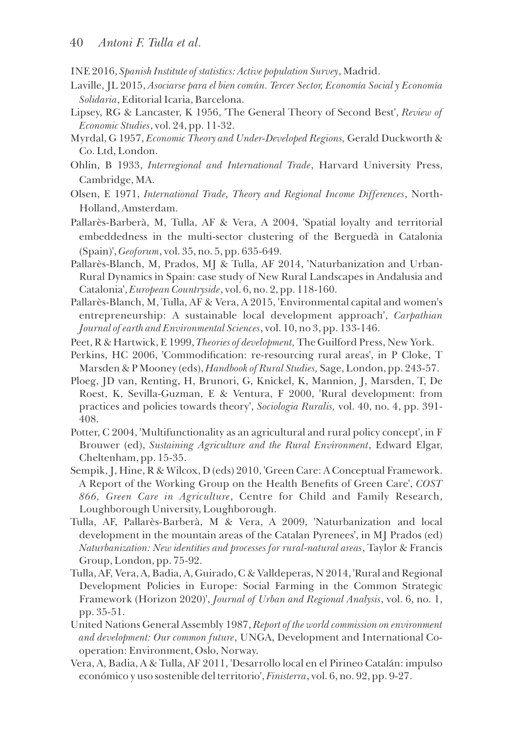INE 2016, *Spanish Institute of statistics: Active population Survey*, Madrid.

Laville, JL 2015, *Asociarse para el bien común. Tercer Sector, Economía Social y Economía Solidaria*, Editorial Icaria, Barcelona.

Lipsey, RG & Lancaster, K 1956, 'The General Theory of Second Best', *Review of Economic Studies*, vol. 24, pp. 11-32.

Myrdal, G 1957, *Economic Theory and Under-Developed Regions,* Gerald Duckworth & Co. Ltd, London.

Ohlin, B 1933, *Interregional and International Trade*, Harvard University Press, Cambridge, MA.

Olsen, E 1971, *International Trade, Theory and Regional Income Differences*, North-Holland, Amsterdam.

Pallarès-Barberà, M, Tulla, AF & Vera, A 2004, 'Spatial loyalty and territorial embeddedness in the multi-sector clustering of the Berguedà in Catalonia (Spain)', *Geoforum*, vol. 35, no. 5, pp. 635-649.

Pallarès-Blanch, M, Prados, MJ & Tulla, AF 2014, 'Naturbanization and Urban-Rural Dynamics in Spain: case study of New Rural Landscapes in Andalusia and Catalonia', *European Countryside*, vol. 6, no. 2, pp. 118-160.

Pallarès-Blanch, M, Tulla, AF & Vera, A 2015, 'Environmental capital and women's entrepreneurship: A sustainable local development approach', *Carpathian Journal of earth and Environmental Sciences*, vol. 10, no 3, pp. 133-146.

Peet, R & Hartwick, E 1999, *Theories of development,* The Guilford Press, New York.

Perkins, HC 2006, 'Commodification: re-resourcing rural areas', in P Cloke, T Marsden & P Mooney (eds), *Handbook of Rural Studies,* Sage, London, pp. 243-57.

Ploeg, JD van, Renting, H, Brunori, G, Knickel, K, Mannion, J, Marsden, T, De Roest, K, Sevilla-Guzman, E & Ventura, F 2000, 'Rural development: from practices and policies towards theory', *Sociologia Ruralis,* vol. 40, no. 4, pp. 391-408.

Potter, C 2004, 'Multifunctionality as an agricultural and rural policy concept', in F Brouwer (ed), *Sustaining Agriculture and the Rural Environment*, Edward Elgar, Cheltenham, pp. 15-35.

Sempik, J, Hine, R & Wilcox, D (eds) 2010, 'Green Care: A Conceptual Framework. A Report of the Working Group on the Health Benefits of Green Care', *COST 866, Green Care in Agriculture*, Centre for Child and Family Research, Loughborough University, Loughborough.

Tulla, AF, Pallarès-Barberà, M & Vera, A 2009, 'Naturbanization and local development in the mountain areas of the Catalan Pyrenees', in MJ Prados (ed) *Naturbanization: New identities and processes for rural-natural areas*, Taylor & Francis Group, London, pp. 75-92.

Tulla, AF, Vera, A, Badia, A, Guirado, C & Valldeperas, N 2014, 'Rural and Regional Development Policies in Europe: Social Farming in the Common Strategic Framework (Horizon 2020)', *Journal of Urban and Regional Analysis*, vol. 6, no. 1, pp. 35-51.

United Nations General Assembly 1987, *Report of the world commission on environment and development: Our common future*, UNGA, Development and International Co-operation: Environment, Oslo, Norway.

Vera, A, Badia, A & Tulla, AF 2011, 'Desarrollo local en el Pirineo Catalán: impulso económico y uso sostenible del territorio', *Finisterra*, vol. 6, no. 92, pp. 9-27.